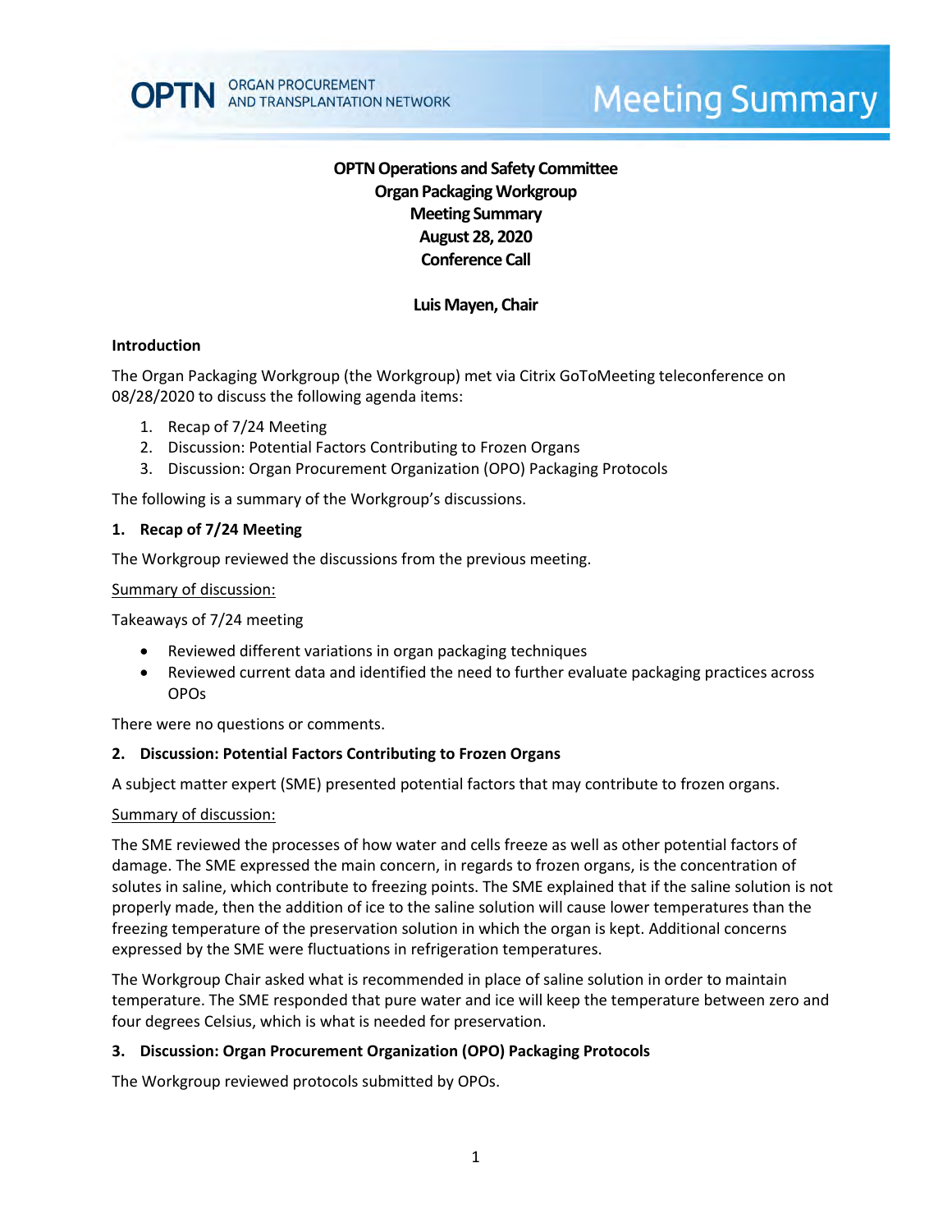**OPTN** ORGAN PROCUREMENT AND TRANSPLANTATION NETWORK

# Meeting Summary

**OPTN Operations and Safety Committee**
**Organ Packaging Workgroup**
**Meeting Summary**
**August 28, 2020**
**Conference Call**

**Luis Mayen, Chair**

## Introduction

The Organ Packaging Workgroup (the Workgroup) met via Citrix GoToMeeting teleconference on 08/28/2020 to discuss the following agenda items:

1. Recap of 7/24 Meeting
2. Discussion: Potential Factors Contributing to Frozen Organs
3. Discussion: Organ Procurement Organization (OPO) Packaging Protocols

The following is a summary of the Workgroup's discussions.

## 1. Recap of 7/24 Meeting

The Workgroup reviewed the discussions from the previous meeting.

Summary of discussion:

Takeaways of 7/24 meeting

- Reviewed different variations in organ packaging techniques
- Reviewed current data and identified the need to further evaluate packaging practices across OPOs

There were no questions or comments.

## 2. Discussion: Potential Factors Contributing to Frozen Organs

A subject matter expert (SME) presented potential factors that may contribute to frozen organs.

Summary of discussion:

The SME reviewed the processes of how water and cells freeze as well as other potential factors of damage. The SME expressed the main concern, in regards to frozen organs, is the concentration of solutes in saline, which contribute to freezing points. The SME explained that if the saline solution is not properly made, then the addition of ice to the saline solution will cause lower temperatures than the freezing temperature of the preservation solution in which the organ is kept. Additional concerns expressed by the SME were fluctuations in refrigeration temperatures.

The Workgroup Chair asked what is recommended in place of saline solution in order to maintain temperature. The SME responded that pure water and ice will keep the temperature between zero and four degrees Celsius, which is what is needed for preservation.

## 3. Discussion: Organ Procurement Organization (OPO) Packaging Protocols

The Workgroup reviewed protocols submitted by OPOs.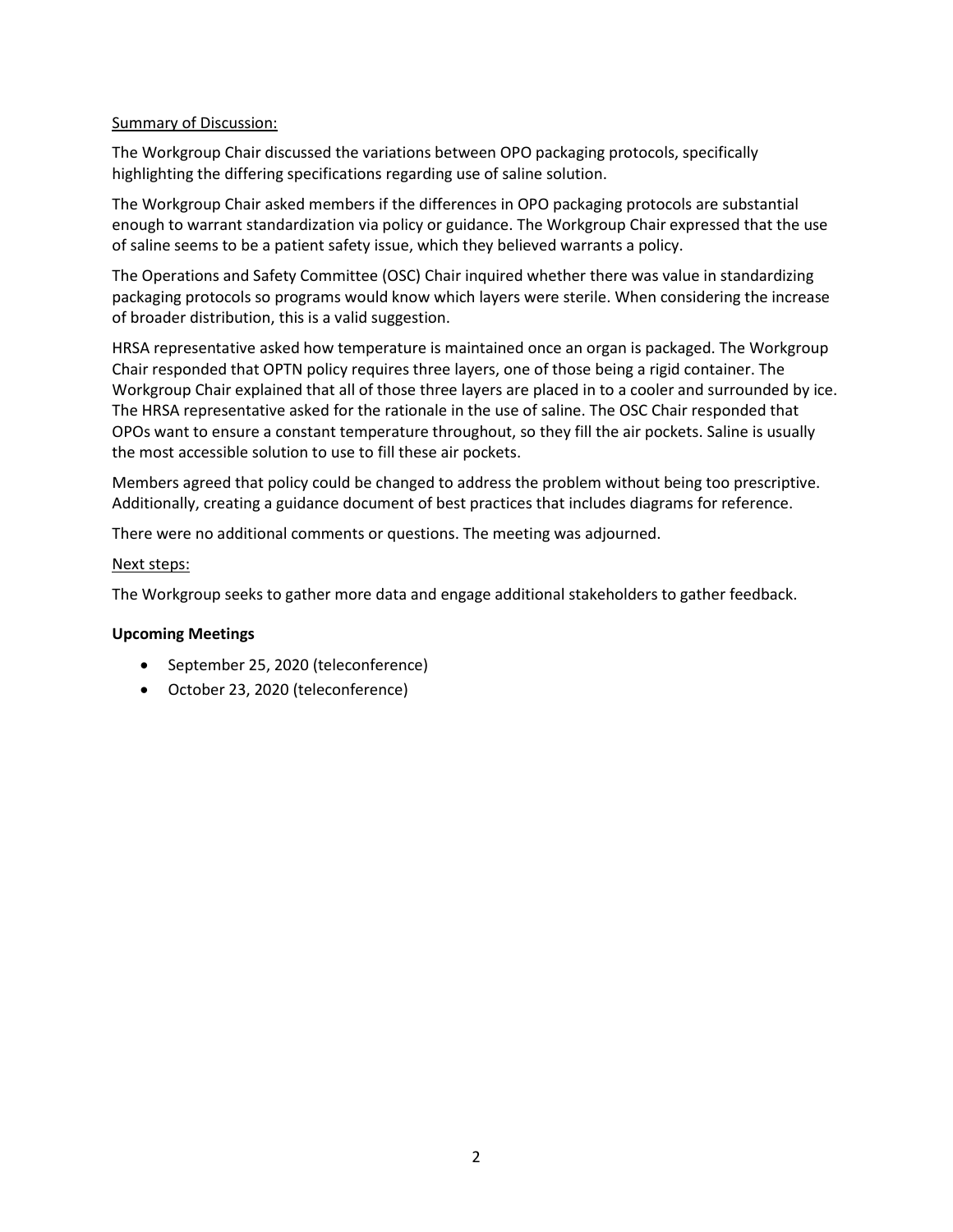<u>Summary of Discussion:</u>

The Workgroup Chair discussed the variations between OPO packaging protocols, specifically highlighting the differing specifications regarding use of saline solution.

The Workgroup Chair asked members if the differences in OPO packaging protocols are substantial enough to warrant standardization via policy or guidance. The Workgroup Chair expressed that the use of saline seems to be a patient safety issue, which they believed warrants a policy.

The Operations and Safety Committee (OSC) Chair inquired whether there was value in standardizing packaging protocols so programs would know which layers were sterile. When considering the increase of broader distribution, this is a valid suggestion.

HRSA representative asked how temperature is maintained once an organ is packaged. The Workgroup Chair responded that OPTN policy requires three layers, one of those being a rigid container. The Workgroup Chair explained that all of those three layers are placed in to a cooler and surrounded by ice. The HRSA representative asked for the rationale in the use of saline. The OSC Chair responded that OPOs want to ensure a constant temperature throughout, so they fill the air pockets. Saline is usually the most accessible solution to use to fill these air pockets.

Members agreed that policy could be changed to address the problem without being too prescriptive. Additionally, creating a guidance document of best practices that includes diagrams for reference.

There were no additional comments or questions. The meeting was adjourned.

<u>Next steps:</u>

The Workgroup seeks to gather more data and engage additional stakeholders to gather feedback.

**Upcoming Meetings**

- September 25, 2020 (teleconference)
- October 23, 2020 (teleconference)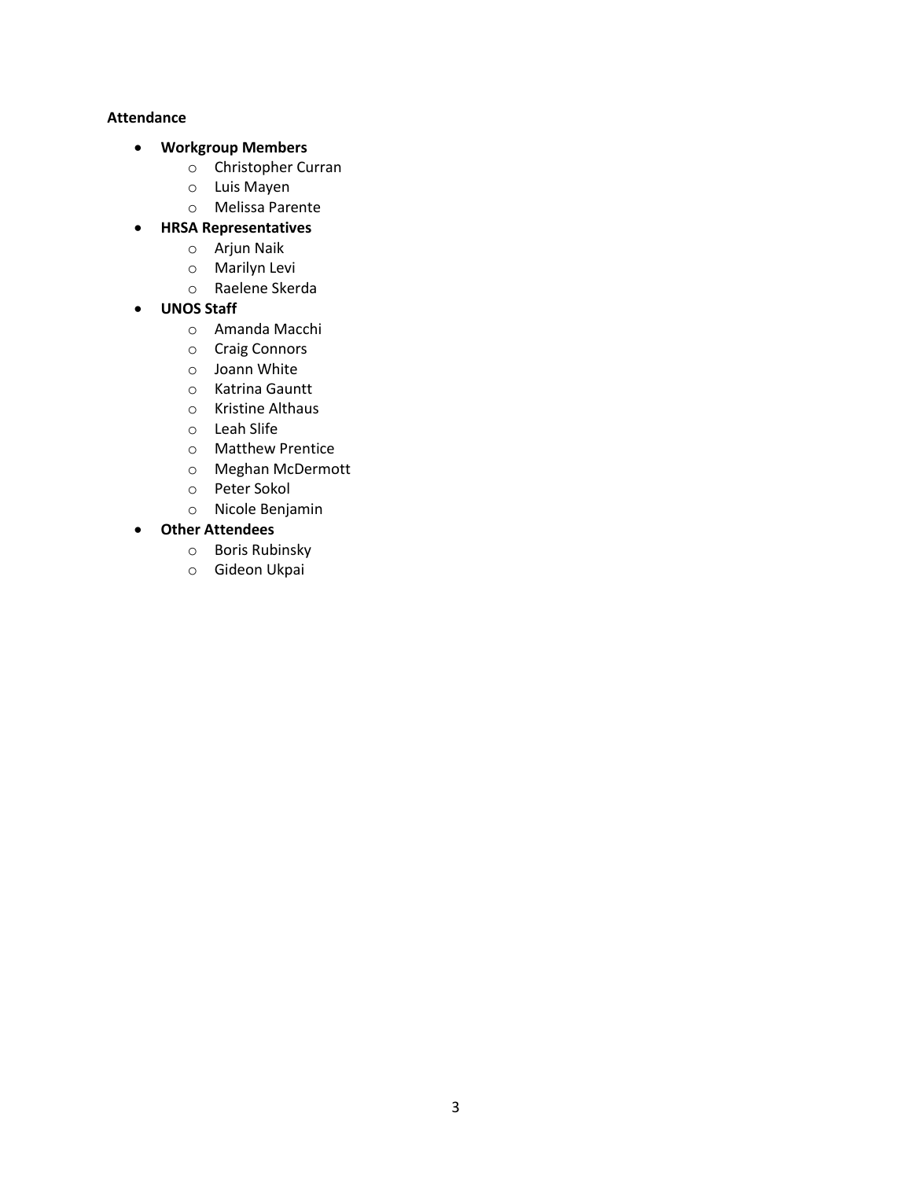**Attendance**

- **Workgroup Members**
    - Christopher Curran
    - Luis Mayen
    - Melissa Parente
- **HRSA Representatives**
    - Arjun Naik
    - Marilyn Levi
    - Raelene Skerda
- **UNOS Staff**
    - Amanda Macchi
    - Craig Connors
    - Joann White
    - Katrina Gauntt
    - Kristine Althaus
    - Leah Slife
    - Matthew Prentice
    - Meghan McDermott
    - Peter Sokol
    - Nicole Benjamin
- **Other Attendees**
    - Boris Rubinsky
    - Gideon Ukpai